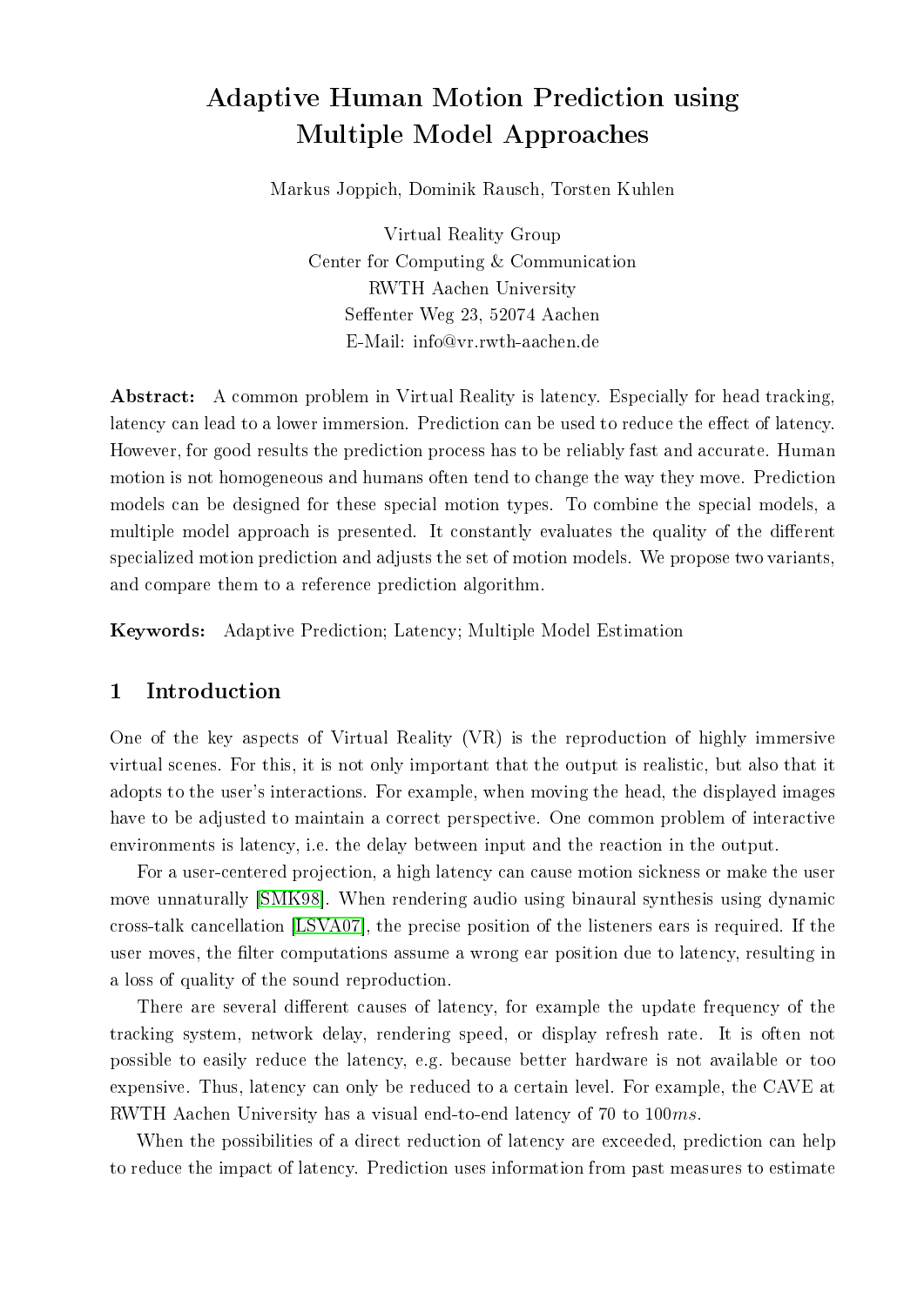# Adaptive Human Motion Prediction using Multiple Model Approaches

Markus Joppich, Dominik Rausch, Torsten Kuhlen

Virtual Reality Group
Center for Computing & Communication
RWTH Aachen University
Seffenter Weg 23, 52074 Aachen
E-Mail: info@vr.rwth-aachen.de

**Abstract:** A common problem in Virtual Reality is latency. Especially for head tracking, latency can lead to a lower immersion. Prediction can be used to reduce the effect of latency. However, for good results the prediction process has to be reliably fast and accurate. Human motion is not homogeneous and humans often tend to change the way they move. Prediction models can be designed for these special motion types. To combine the special models, a multiple model approach is presented. It constantly evaluates the quality of the different specialized motion prediction and adjusts the set of motion models. We propose two variants, and compare them to a reference prediction algorithm.

**Keywords:** Adaptive Prediction; Latency; Multiple Model Estimation

## 1 Introduction

One of the key aspects of Virtual Reality (VR) is the reproduction of highly immersive virtual scenes. For this, it is not only important that the output is realistic, but also that it adopts to the user's interactions. For example, when moving the head, the displayed images have to be adjusted to maintain a correct perspective. One common problem of interactive environments is latency, i.e. the delay between input and the reaction in the output.

For a user-centered projection, a high latency can cause motion sickness or make the user move unnaturally [SMK98]. When rendering audio using binaural synthesis using dynamic cross-talk cancellation [LSVA07], the precise position of the listeners ears is required. If the user moves, the filter computations assume a wrong ear position due to latency, resulting in a loss of quality of the sound reproduction.

There are several different causes of latency, for example the update frequency of the tracking system, network delay, rendering speed, or display refresh rate. It is often not possible to easily reduce the latency, e.g. because better hardware is not available or too expensive. Thus, latency can only be reduced to a certain level. For example, the CAVE at RWTH Aachen University has a visual end-to-end latency of 70 to $100ms$.

When the possibilities of a direct reduction of latency are exceeded, prediction can help to reduce the impact of latency. Prediction uses information from past measures to estimate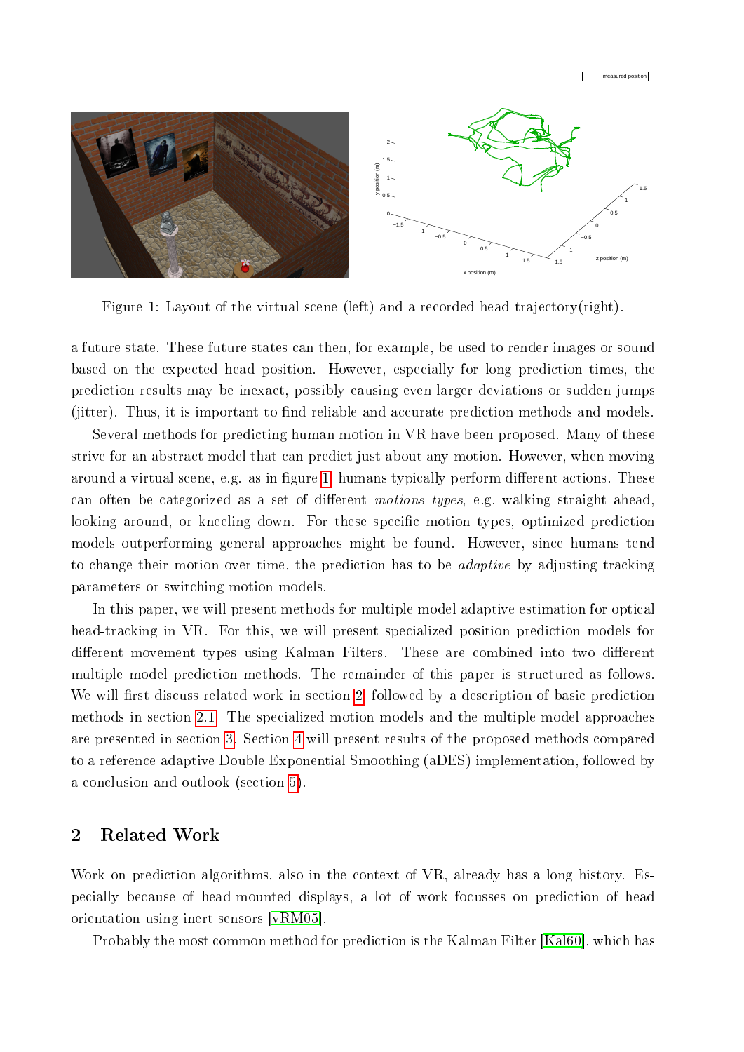Figure 1: Layout of the virtual scene (left) and a recorded head trajectory(right).

a future state. These future states can then, for example, be used to render images or sound based on the expected head position. However, especially for long prediction times, the prediction results may be inexact, possibly causing even larger deviations or sudden jumps (jitter). Thus, it is important to find reliable and accurate prediction methods and models.

Several methods for predicting human motion in VR have been proposed. Many of these strive for an abstract model that can predict just about any motion. However, when moving around a virtual scene, e.g. as in figure 1, humans typically perform different actions. These can often be categorized as a set of different *motions types*, e.g. walking straight ahead, looking around, or kneeling down. For these specific motion types, optimized prediction models outperforming general approaches might be found. However, since humans tend to change their motion over time, the prediction has to be *adaptive* by adjusting tracking parameters or switching motion models.

In this paper, we will present methods for multiple model adaptive estimation for optical head-tracking in VR. For this, we will present specialized position prediction models for different movement types using Kalman Filters. These are combined into two different multiple model prediction methods. The remainder of this paper is structured as follows. We will first discuss related work in section 2, followed by a description of basic prediction methods in section 2.1. The specialized motion models and the multiple model approaches are presented in section 3. Section 4 will present results of the proposed methods compared to a reference adaptive Double Exponential Smoothing (aDES) implementation, followed by a conclusion and outlook (section 5).

## 2 Related Work

Work on prediction algorithms, also in the context of VR, already has a long history. Especially because of head-mounted displays, a lot of work focusses on prediction of head orientation using inert sensors [vRM05].

Probably the most common method for prediction is the Kalman Filter [Kal60], which has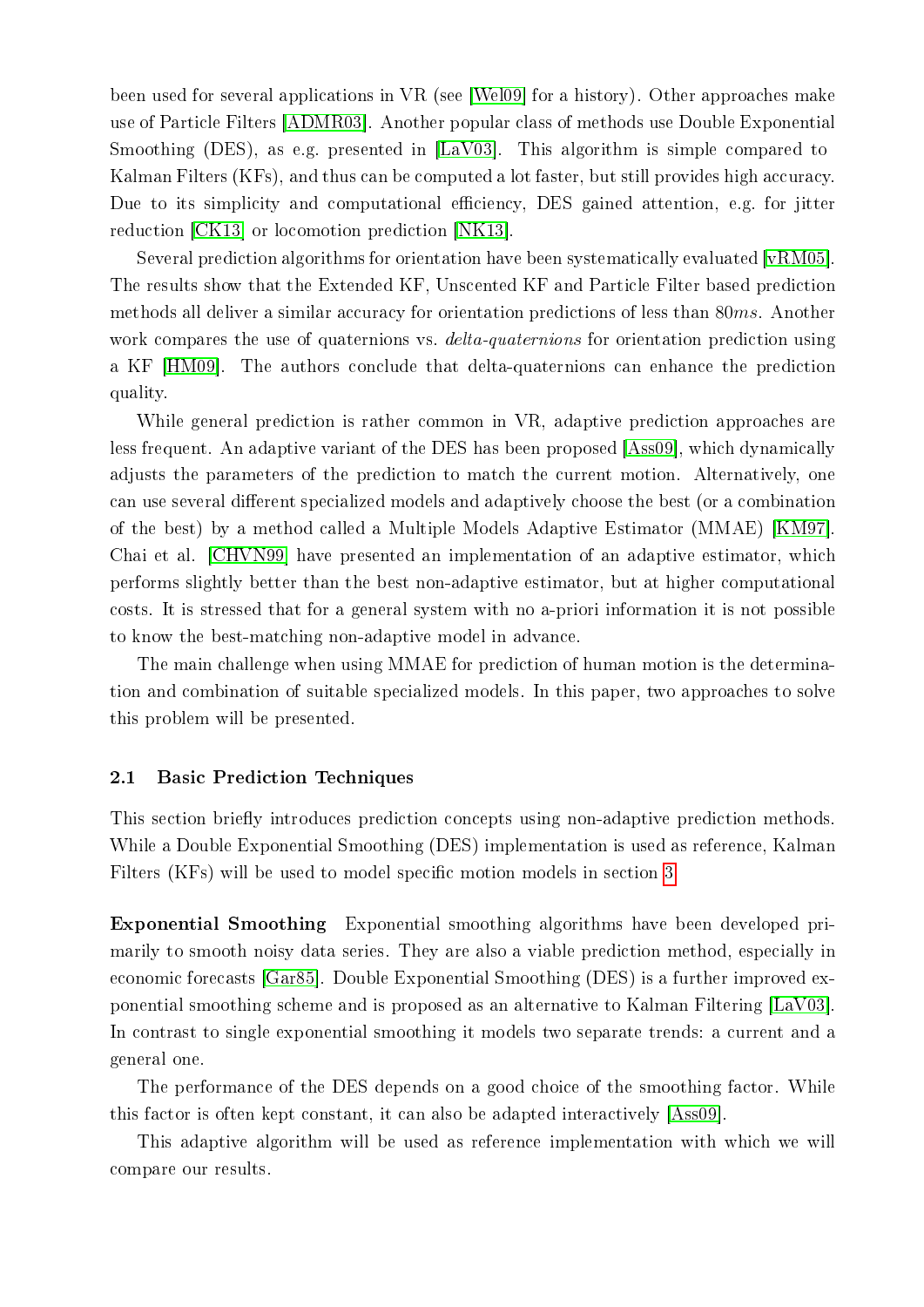been used for several applications in VR (see [Wel09] for a history). Other approaches make use of Particle Filters [ADMR03]. Another popular class of methods use Double Exponential Smoothing (DES), as e.g. presented in [LaV03]. This algorithm is simple compared to Kalman Filters (KFs), and thus can be computed a lot faster, but still provides high accuracy. Due to its simplicity and computational efficiency, DES gained attention, e.g. for jitter reduction [CK13] or locomotion prediction [NK13].

Several prediction algorithms for orientation have been systematically evaluated [vRM05]. The results show that the Extended KF, Unscented KF and Particle Filter based prediction methods all deliver a similar accuracy for orientation predictions of less than $80ms$. Another work compares the use of quaternions vs. *delta-quaternions* for orientation prediction using a KF [HM09]. The authors conclude that delta-quaternions can enhance the prediction quality.

While general prediction is rather common in VR, adaptive prediction approaches are less frequent. An adaptive variant of the DES has been proposed [Ass09], which dynamically adjusts the parameters of the prediction to match the current motion. Alternatively, one can use several different specialized models and adaptively choose the best (or a combination of the best) by a method called a Multiple Models Adaptive Estimator (MMAE) [KM97]. Chai et al. [CHVN99] have presented an implementation of an adaptive estimator, which performs slightly better than the best non-adaptive estimator, but at higher computational costs. It is stressed that for a general system with no a-priori information it is not possible to know the best-matching non-adaptive model in advance.

The main challenge when using MMAE for prediction of human motion is the determination and combination of suitable specialized models. In this paper, two approaches to solve this problem will be presented.

### 2.1 Basic Prediction Techniques

This section briefly introduces prediction concepts using non-adaptive prediction methods. While a Double Exponential Smoothing (DES) implementation is used as reference, Kalman Filters (KFs) will be used to model specific motion models in section 3.

**Exponential Smoothing** Exponential smoothing algorithms have been developed primarily to smooth noisy data series. They are also a viable prediction method, especially in economic forecasts [Gar85]. Double Exponential Smoothing (DES) is a further improved exponential smoothing scheme and is proposed as an alternative to Kalman Filtering [LaV03]. In contrast to single exponential smoothing it models two separate trends: a current and a general one.

The performance of the DES depends on a good choice of the smoothing factor. While this factor is often kept constant, it can also be adapted interactively [Ass09].

This adaptive algorithm will be used as reference implementation with which we will compare our results.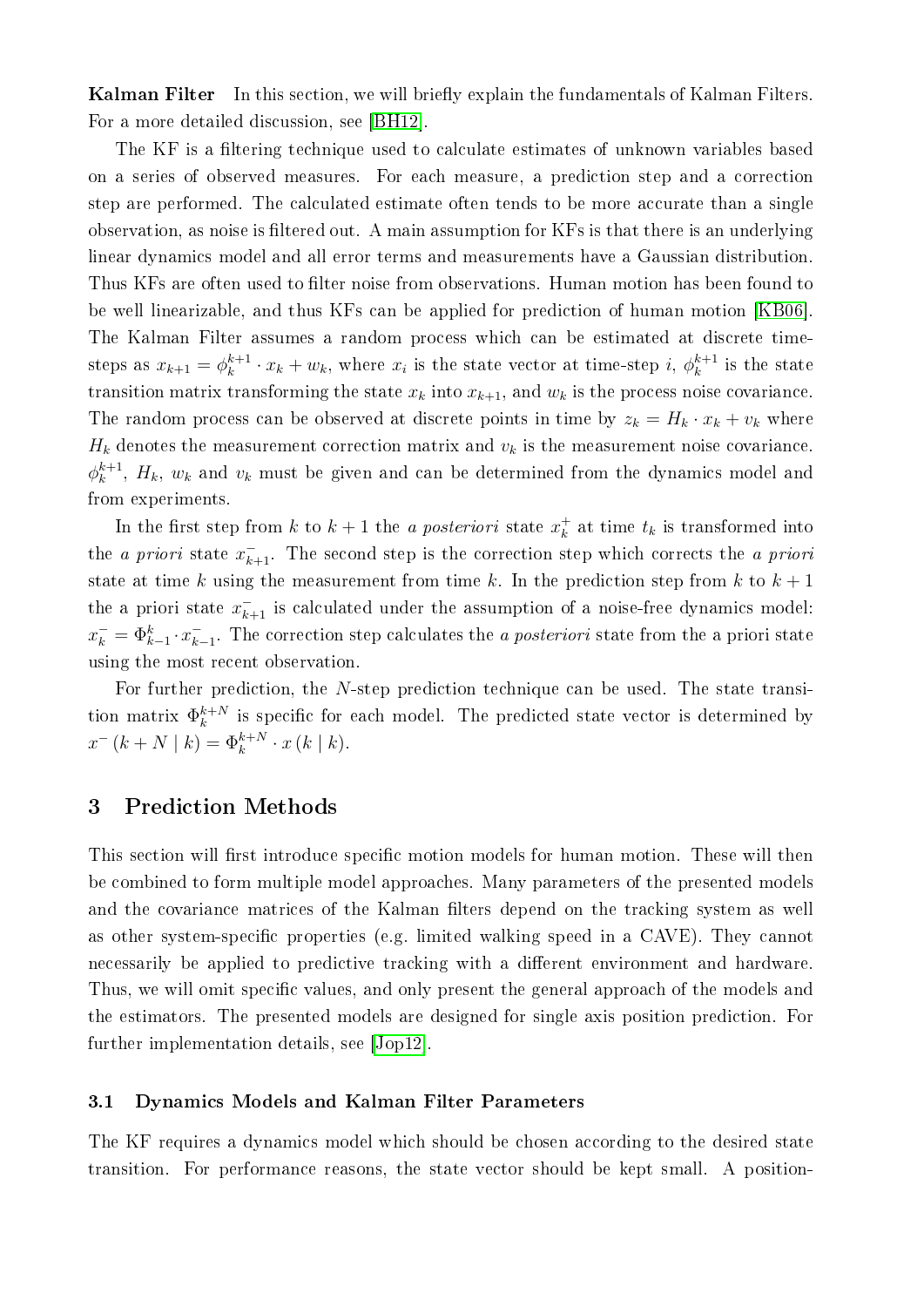**Kalman Filter** In this section, we will briefly explain the fundamentals of Kalman Filters. For a more detailed discussion, see [BH12].

The KF is a filtering technique used to calculate estimates of unknown variables based on a series of observed measures. For each measure, a prediction step and a correction step are performed. The calculated estimate often tends to be more accurate than a single observation, as noise is filtered out. A main assumption for KFs is that there is an underlying linear dynamics model and all error terms and measurements have a Gaussian distribution. Thus KFs are often used to filter noise from observations. Human motion has been found to be well linearizable, and thus KFs can be applied for prediction of human motion [KB06]. The Kalman Filter assumes a random process which can be estimated at discrete time-steps as $x_{k+1} = \phi_k^{k+1} \cdot x_k + w_k$, where $x_i$ is the state vector at time-step $i$, $\phi_k^{k+1}$ is the state transition matrix transforming the state $x_k$ into $x_{k+1}$, and $w_k$ is the process noise covariance. The random process can be observed at discrete points in time by $z_k = H_k \cdot x_k + v_k$ where $H_k$ denotes the measurement correction matrix and $v_k$ is the measurement noise covariance. $\phi_k^{k+1}$, $H_k$, $w_k$ and $v_k$ must be given and can be determined from the dynamics model and from experiments.

In the first step from $k$ to $k+1$ the *a posteriori* state $x_k^+$ at time $t_k$ is transformed into the *a priori* state $x_{k+1}^-$. The second step is the correction step which corrects the *a priori* state at time $k$ using the measurement from time $k$. In the prediction step from $k$ to $k+1$ the a priori state $x_{k+1}^-$ is calculated under the assumption of a noise-free dynamics model: $x_k^- = \Phi_{k-1}^k \cdot x_{k-1}^-$. The correction step calculates the *a posteriori* state from the a priori state using the most recent observation.

For further prediction, the $N$-step prediction technique can be used. The state transition matrix $\Phi_k^{k+N}$ is specific for each model. The predicted state vector is determined by $x^- (k+N \mid k) = \Phi_k^{k+N} \cdot x(k \mid k)$.

# 3 Prediction Methods

This section will first introduce specific motion models for human motion. These will then be combined to form multiple model approaches. Many parameters of the presented models and the covariance matrices of the Kalman filters depend on the tracking system as well as other system-specific properties (e.g. limited walking speed in a CAVE). They cannot necessarily be applied to predictive tracking with a different environment and hardware. Thus, we will omit specific values, and only present the general approach of the models and the estimators. The presented models are designed for single axis position prediction. For further implementation details, see [Jop12].

## 3.1 Dynamics Models and Kalman Filter Parameters

The KF requires a dynamics model which should be chosen according to the desired state transition. For performance reasons, the state vector should be kept small. A position-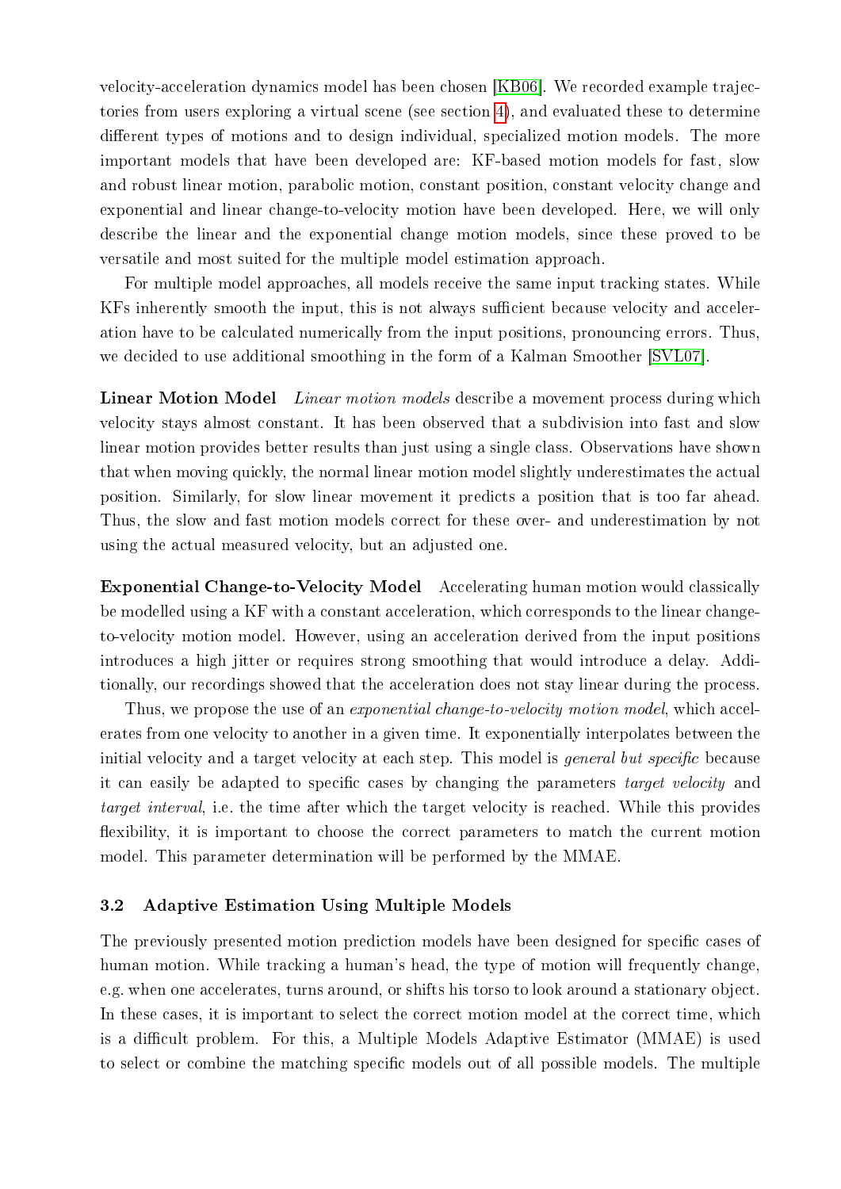velocity-acceleration dynamics model has been chosen [KB06]. We recorded example trajectories from users exploring a virtual scene (see section 4), and evaluated these to determine different types of motions and to design individual, specialized motion models. The more important models that have been developed are: KF-based motion models for fast, slow and robust linear motion, parabolic motion, constant position, constant velocity change and exponential and linear change-to-velocity motion have been developed. Here, we will only describe the linear and the exponential change motion models, since these proved to be versatile and most suited for the multiple model estimation approach.

For multiple model approaches, all models receive the same input tracking states. While KFs inherently smooth the input, this is not always sufficient because velocity and acceleration have to be calculated numerically from the input positions, pronouncing errors. Thus, we decided to use additional smoothing in the form of a Kalman Smoother [SVL07].

**Linear Motion Model** *Linear motion models* describe a movement process during which velocity stays almost constant. It has been observed that a subdivision into fast and slow linear motion provides better results than just using a single class. Observations have shown that when moving quickly, the normal linear motion model slightly underestimates the actual position. Similarly, for slow linear movement it predicts a position that is too far ahead. Thus, the slow and fast motion models correct for these over- and underestimation by not using the actual measured velocity, but an adjusted one.

**Exponential Change-to-Velocity Model** Accelerating human motion would classically be modelled using a KF with a constant acceleration, which corresponds to the linear change-to-velocity motion model. However, using an acceleration derived from the input positions introduces a high jitter or requires strong smoothing that would introduce a delay. Additionally, our recordings showed that the acceleration does not stay linear during the process.

Thus, we propose the use of an *exponential change-to-velocity motion model*, which accelerates from one velocity to another in a given time. It exponentially interpolates between the initial velocity and a target velocity at each step. This model is *general but specific* because it can easily be adapted to specific cases by changing the parameters *target velocity* and *target interval*, i.e. the time after which the target velocity is reached. While this provides flexibility, it is important to choose the correct parameters to match the current motion model. This parameter determination will be performed by the MMAE.

### 3.2 Adaptive Estimation Using Multiple Models

The previously presented motion prediction models have been designed for specific cases of human motion. While tracking a human's head, the type of motion will frequently change, e.g. when one accelerates, turns around, or shifts his torso to look around a stationary object. In these cases, it is important to select the correct motion model at the correct time, which is a difficult problem. For this, a Multiple Models Adaptive Estimator (MMAE) is used to select or combine the matching specific models out of all possible models. The multiple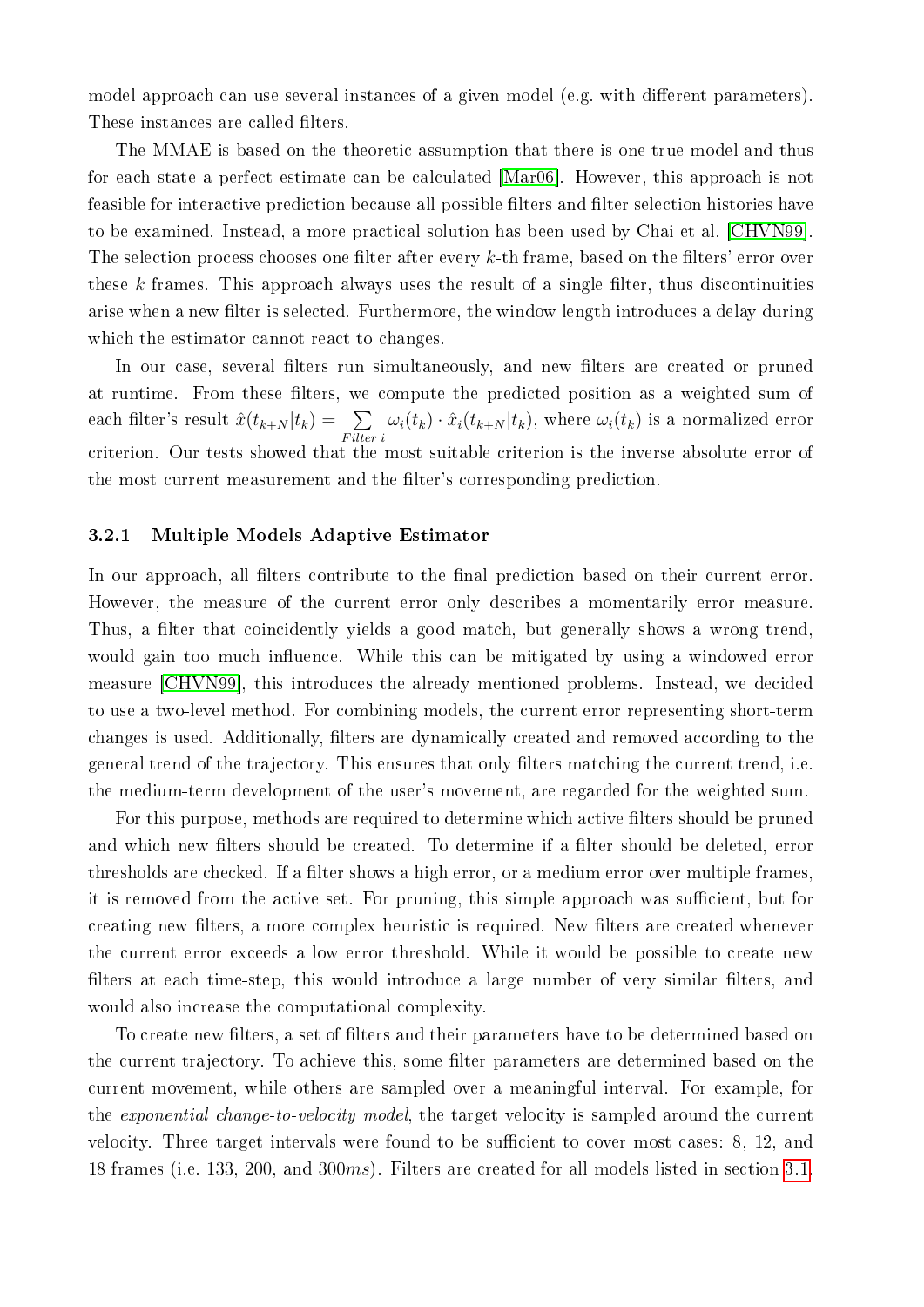model approach can use several instances of a given model (e.g. with different parameters). These instances are called filters.

The MMAE is based on the theoretic assumption that there is one true model and thus for each state a perfect estimate can be calculated [Mar06]. However, this approach is not feasible for interactive prediction because all possible filters and filter selection histories have to be examined. Instead, a more practical solution has been used by Chai et al. [CHVN99]. The selection process chooses one filter after every $k$-th frame, based on the filters' error over these $k$ frames. This approach always uses the result of a single filter, thus discontinuities arise when a new filter is selected. Furthermore, the window length introduces a delay during which the estimator cannot react to changes.

In our case, several filters run simultaneously, and new filters are created or pruned at runtime. From these filters, we compute the predicted position as a weighted sum of each filter's result $\hat{x}(t_{k+N}|t_k) = \sum_{Filter\ i} \omega_i(t_k) \cdot \hat{x}_i(t_{k+N}|t_k)$, where $\omega_i(t_k)$ is a normalized error criterion. Our tests showed that the most suitable criterion is the inverse absolute error of the most current measurement and the filter's corresponding prediction.

### 3.2.1 Multiple Models Adaptive Estimator

In our approach, all filters contribute to the final prediction based on their current error. However, the measure of the current error only describes a momentarily error measure. Thus, a filter that coincidently yields a good match, but generally shows a wrong trend, would gain too much influence. While this can be mitigated by using a windowed error measure [CHVN99], this introduces the already mentioned problems. Instead, we decided to use a two-level method. For combining models, the current error representing short-term changes is used. Additionally, filters are dynamically created and removed according to the general trend of the trajectory. This ensures that only filters matching the current trend, i.e. the medium-term development of the user's movement, are regarded for the weighted sum.

For this purpose, methods are required to determine which active filters should be pruned and which new filters should be created. To determine if a filter should be deleted, error thresholds are checked. If a filter shows a high error, or a medium error over multiple frames, it is removed from the active set. For pruning, this simple approach was sufficient, but for creating new filters, a more complex heuristic is required. New filters are created whenever the current error exceeds a low error threshold. While it would be possible to create new filters at each time-step, this would introduce a large number of very similar filters, and would also increase the computational complexity.

To create new filters, a set of filters and their parameters have to be determined based on the current trajectory. To achieve this, some filter parameters are determined based on the current movement, while others are sampled over a meaningful interval. For example, for the *exponential change-to-velocity model*, the target velocity is sampled around the current velocity. Three target intervals were found to be sufficient to cover most cases: 8, 12, and 18 frames (i.e. 133, 200, and 300$ms$). Filters are created for all models listed in section 3.1.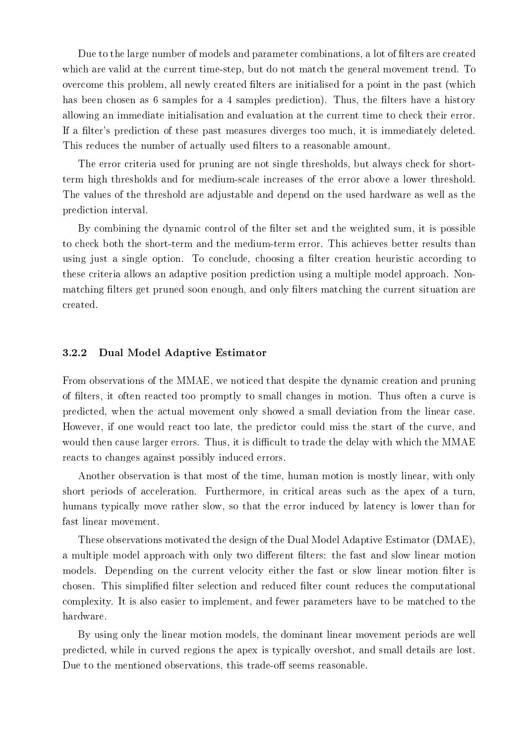Due to the large number of models and parameter combinations, a lot of filters are created which are valid at the current time-step, but do not match the general movement trend. To overcome this problem, all newly created filters are initialised for a point in the past (which has been chosen as 6 samples for a 4 samples prediction). Thus, the filters have a history allowing an immediate initialisation and evaluation at the current time to check their error. If a filter's prediction of these past measures diverges too much, it is immediately deleted. This reduces the number of actually used filters to a reasonable amount.

The error criteria used for pruning are not single thresholds, but always check for short-term high thresholds and for medium-scale increases of the error above a lower threshold. The values of the threshold are adjustable and depend on the used hardware as well as the prediction interval.

By combining the dynamic control of the filter set and the weighted sum, it is possible to check both the short-term and the medium-term error. This achieves better results than using just a single option. To conclude, choosing a filter creation heuristic according to these criteria allows an adaptive position prediction using a multiple model approach. Non-matching filters get pruned soon enough, and only filters matching the current situation are created.

### 3.2.2 Dual Model Adaptive Estimator

From observations of the MMAE, we noticed that despite the dynamic creation and pruning of filters, it often reacted too promptly to small changes in motion. Thus often a curve is predicted, when the actual movement only showed a small deviation from the linear case. However, if one would react too late, the predictor could miss the start of the curve, and would then cause larger errors. Thus, it is difficult to trade the delay with which the MMAE reacts to changes against possibly induced errors.

Another observation is that most of the time, human motion is mostly linear, with only short periods of acceleration. Furthermore, in critical areas such as the apex of a turn, humans typically move rather slow, so that the error induced by latency is lower than for fast linear movement.

These observations motivated the design of the Dual Model Adaptive Estimator (DMAE), a multiple model approach with only two different filters: the fast and slow linear motion models. Depending on the current velocity either the fast or slow linear motion filter is chosen. This simplified filter selection and reduced filter count reduces the computational complexity. It is also easier to implement, and fewer parameters have to be matched to the hardware.

By using only the linear motion models, the dominant linear movement periods are well predicted, while in curved regions the apex is typically overshot, and small details are lost. Due to the mentioned observations, this trade-off seems reasonable.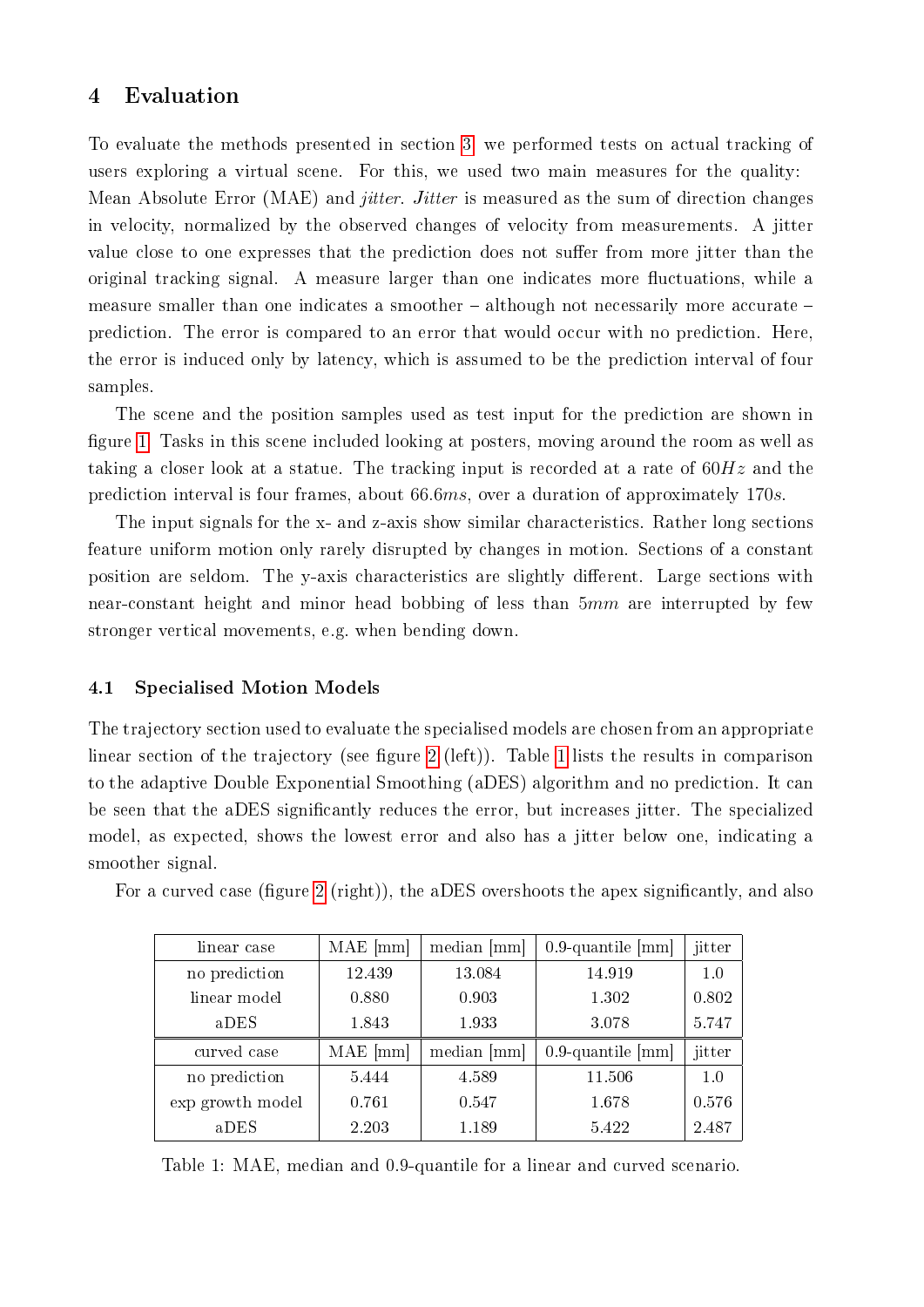# 4 Evaluation

To evaluate the methods presented in section 3, we performed tests on actual tracking of users exploring a virtual scene. For this, we used two main measures for the quality: Mean Absolute Error (MAE) and *jitter*. *Jitter* is measured as the sum of direction changes in velocity, normalized by the observed changes of velocity from measurements. A jitter value close to one expresses that the prediction does not suffer from more jitter than the original tracking signal. A measure larger than one indicates more fluctuations, while a measure smaller than one indicates a smoother – although not necessarily more accurate – prediction. The error is compared to an error that would occur with no prediction. Here, the error is induced only by latency, which is assumed to be the prediction interval of four samples.

The scene and the position samples used as test input for the prediction are shown in figure 1. Tasks in this scene included looking at posters, moving around the room as well as taking a closer look at a statue. The tracking input is recorded at a rate of $60Hz$ and the prediction interval is four frames, about $66.6ms$, over a duration of approximately $170s$.

The input signals for the x- and z-axis show similar characteristics. Rather long sections feature uniform motion only rarely disrupted by changes in motion. Sections of a constant position are seldom. The y-axis characteristics are slightly different. Large sections with near-constant height and minor head bobbing of less than $5mm$ are interrupted by few stronger vertical movements, e.g. when bending down.

## 4.1 Specialised Motion Models

The trajectory section used to evaluate the specialised models are chosen from an appropriate linear section of the trajectory (see figure 2 (left)). Table 1 lists the results in comparison to the adaptive Double Exponential Smoothing (aDES) algorithm and no prediction. It can be seen that the aDES significantly reduces the error, but increases jitter. The specialized model, as expected, shows the lowest error and also has a jitter below one, indicating a smoother signal.

For a curved case (figure 2 (right)), the aDES overshoots the apex significantly, and also

| linear case | MAE [mm] | median [mm] | 0.9-quantile [mm] | jitter |
|---|---|---|---|---|
| no prediction | 12.439 | 13.084 | 14.919 | 1.0 |
| linear model | 0.880 | 0.903 | 1.302 | 0.802 |
| aDES | 1.843 | 1.933 | 3.078 | 5.747 |
| **curved case** | **MAE [mm]** | **median [mm]** | **0.9-quantile [mm]** | **jitter** |
| no prediction | 5.444 | 4.589 | 11.506 | 1.0 |
| exp growth model | 0.761 | 0.547 | 1.678 | 0.576 |
| aDES | 2.203 | 1.189 | 5.422 | 2.487 |

Table 1: MAE, median and 0.9-quantile for a linear and curved scenario.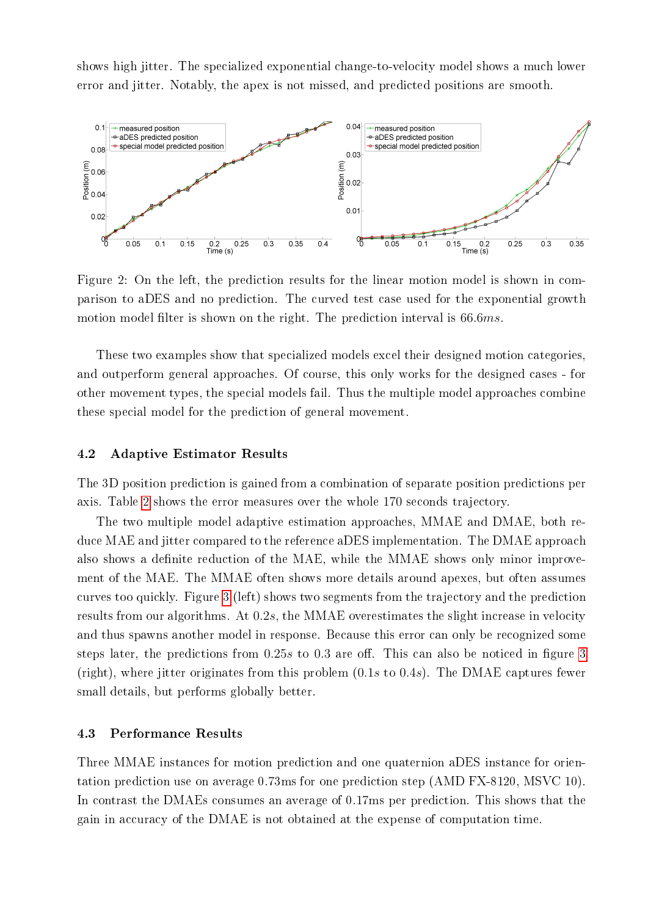shows high jitter. The specialized exponential change-to-velocity model shows a much lower error and jitter. Notably, the apex is not missed, and predicted positions are smooth.

Figure 2: On the left, the prediction results for the linear motion model is shown in comparison to aDES and no prediction. The curved test case used for the exponential growth motion model filter is shown on the right. The prediction interval is $66.6ms$.

These two examples show that specialized models excel their designed motion categories, and outperform general approaches. Of course, this only works for the designed cases - for other movement types, the special models fail. Thus the multiple model approaches combine these special model for the prediction of general movement.

### 4.2 Adaptive Estimator Results

The 3D position prediction is gained from a combination of separate position predictions per axis. Table 2 shows the error measures over the whole 170 seconds trajectory.

The two multiple model adaptive estimation approaches, MMAE and DMAE, both reduce MAE and jitter compared to the reference aDES implementation. The DMAE approach also shows a definite reduction of the MAE, while the MMAE shows only minor improvement of the MAE. The MMAE often shows more details around apexes, but often assumes curves too quickly. Figure 3 (left) shows two segments from the trajectory and the prediction results from our algorithms. At $0.2s$, the MMAE overestimates the slight increase in velocity and thus spawns another model in response. Because this error can only be recognized some steps later, the predictions from $0.25s$ to 0.3 are off. This can also be noticed in figure 3 (right), where jitter originates from this problem ($0.1s$ to $0.4s$). The DMAE captures fewer small details, but performs globally better.

### 4.3 Performance Results

Three MMAE instances for motion prediction and one quaternion aDES instance for orientation prediction use on average 0.73ms for one prediction step (AMD FX-8120, MSVC 10). In contrast the DMAEs consumes an average of 0.17ms per prediction. This shows that the gain in accuracy of the DMAE is not obtained at the expense of computation time.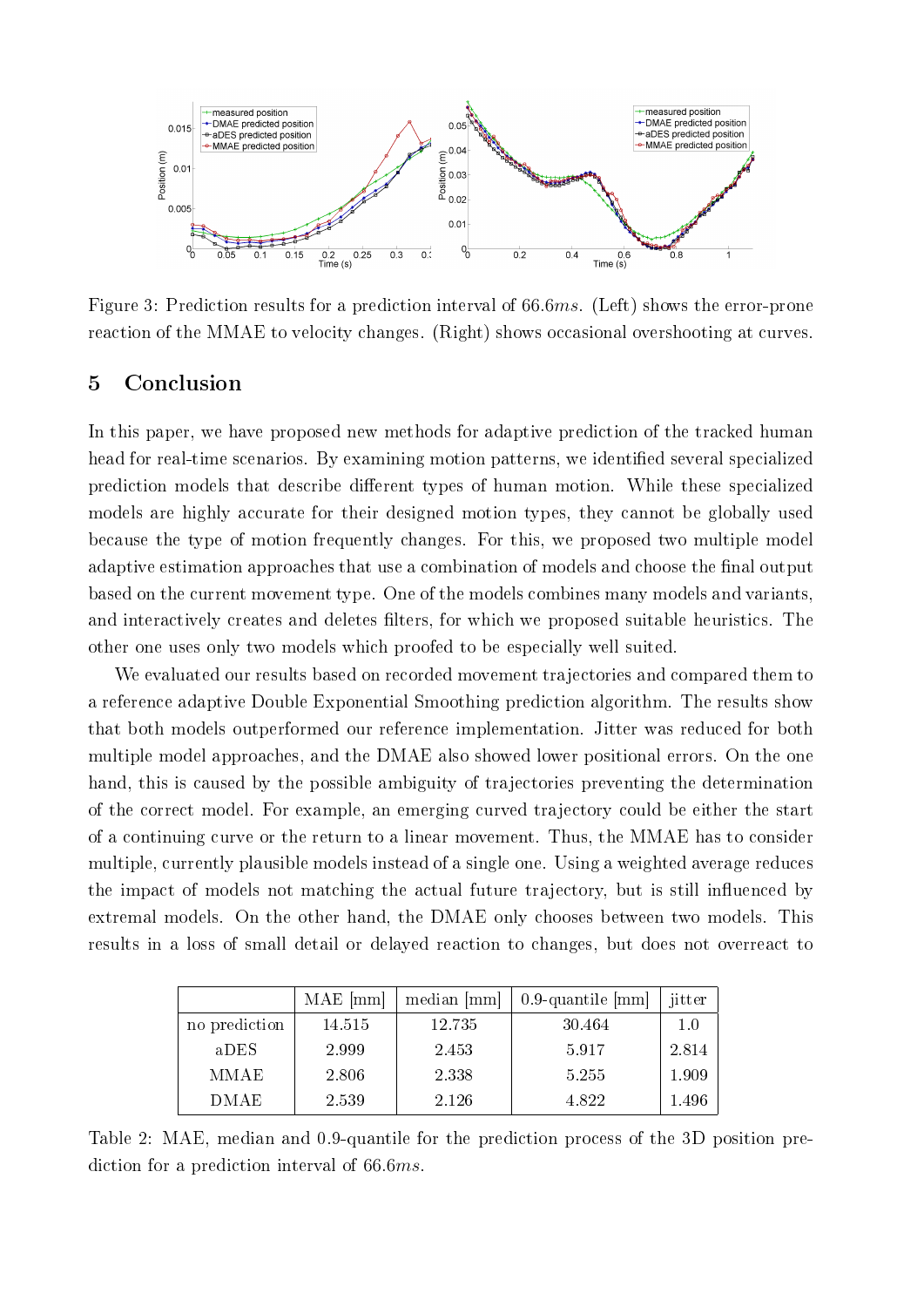Figure 3: Prediction results for a prediction interval of 66.6*ms*. (Left) shows the error-prone reaction of the MMAE to velocity changes. (Right) shows occasional overshooting at curves.

## 5 Conclusion

In this paper, we have proposed new methods for adaptive prediction of the tracked human head for real-time scenarios. By examining motion patterns, we identified several specialized prediction models that describe different types of human motion. While these specialized models are highly accurate for their designed motion types, they cannot be globally used because the type of motion frequently changes. For this, we proposed two multiple model adaptive estimation approaches that use a combination of models and choose the final output based on the current movement type. One of the models combines many models and variants, and interactively creates and deletes filters, for which we proposed suitable heuristics. The other one uses only two models which proofed to be especially well suited.

We evaluated our results based on recorded movement trajectories and compared them to a reference adaptive Double Exponential Smoothing prediction algorithm. The results show that both models outperformed our reference implementation. Jitter was reduced for both multiple model approaches, and the DMAE also showed lower positional errors. On the one hand, this is caused by the possible ambiguity of trajectories preventing the determination of the correct model. For example, an emerging curved trajectory could be either the start of a continuing curve or the return to a linear movement. Thus, the MMAE has to consider multiple, currently plausible models instead of a single one. Using a weighted average reduces the impact of models not matching the actual future trajectory, but is still influenced by extremal models. On the other hand, the DMAE only chooses between two models. This results in a loss of small detail or delayed reaction to changes, but does not overreact to

| | MAE [mm] | median [mm] | 0.9-quantile [mm] | jitter |
|---|---|---|---|---|
| no prediction | 14.515 | 12.735 | 30.464 | 1.0 |
| aDES | 2.999 | 2.453 | 5.917 | 2.814 |
| MMAE | 2.806 | 2.338 | 5.255 | 1.909 |
| DMAE | 2.539 | 2.126 | 4.822 | 1.496 |

Table 2: MAE, median and 0.9-quantile for the prediction process of the 3D position prediction for a prediction interval of 66.6*ms*.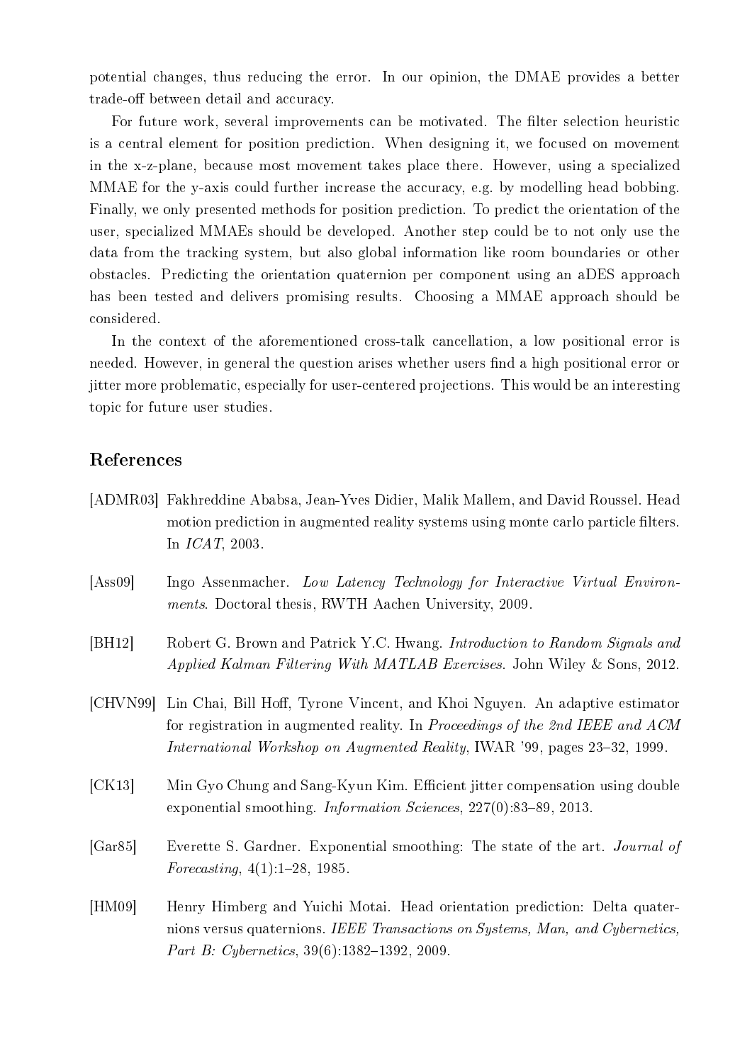potential changes, thus reducing the error. In our opinion, the DMAE provides a better trade-off between detail and accuracy.

For future work, several improvements can be motivated. The filter selection heuristic is a central element for position prediction. When designing it, we focused on movement in the x-z-plane, because most movement takes place there. However, using a specialized MMAE for the y-axis could further increase the accuracy, e.g. by modelling head bobbing. Finally, we only presented methods for position prediction. To predict the orientation of the user, specialized MMAEs should be developed. Another step could be to not only use the data from the tracking system, but also global information like room boundaries or other obstacles. Predicting the orientation quaternion per component using an aDES approach has been tested and delivers promising results. Choosing a MMAE approach should be considered.

In the context of the aforementioned cross-talk cancellation, a low positional error is needed. However, in general the question arises whether users find a high positional error or jitter more problematic, especially for user-centered projections. This would be an interesting topic for future user studies.

## References

[ADMR03] Fakhreddine Ababsa, Jean-Yves Didier, Malik Mallem, and David Roussel. Head motion prediction in augmented reality systems using monte carlo particle filters. In *ICAT*, 2003.

[Ass09] Ingo Assenmacher. *Low Latency Technology for Interactive Virtual Environments*. Doctoral thesis, RWTH Aachen University, 2009.

[BH12] Robert G. Brown and Patrick Y.C. Hwang. *Introduction to Random Signals and Applied Kalman Filtering With MATLAB Exercises*. John Wiley & Sons, 2012.

[CHVN99] Lin Chai, Bill Hoff, Tyrone Vincent, and Khoi Nguyen. An adaptive estimator for registration in augmented reality. In *Proceedings of the 2nd IEEE and ACM International Workshop on Augmented Reality*, IWAR '99, pages 23–32, 1999.

[CK13] Min Gyo Chung and Sang-Kyun Kim. Efficient jitter compensation using double exponential smoothing. *Information Sciences*, 227(0):83–89, 2013.

[Gar85] Everette S. Gardner. Exponential smoothing: The state of the art. *Journal of Forecasting*, 4(1):1–28, 1985.

[HM09] Henry Himberg and Yuichi Motai. Head orientation prediction: Delta quaternions versus quaternions. *IEEE Transactions on Systems, Man, and Cybernetics, Part B: Cybernetics*, 39(6):1382–1392, 2009.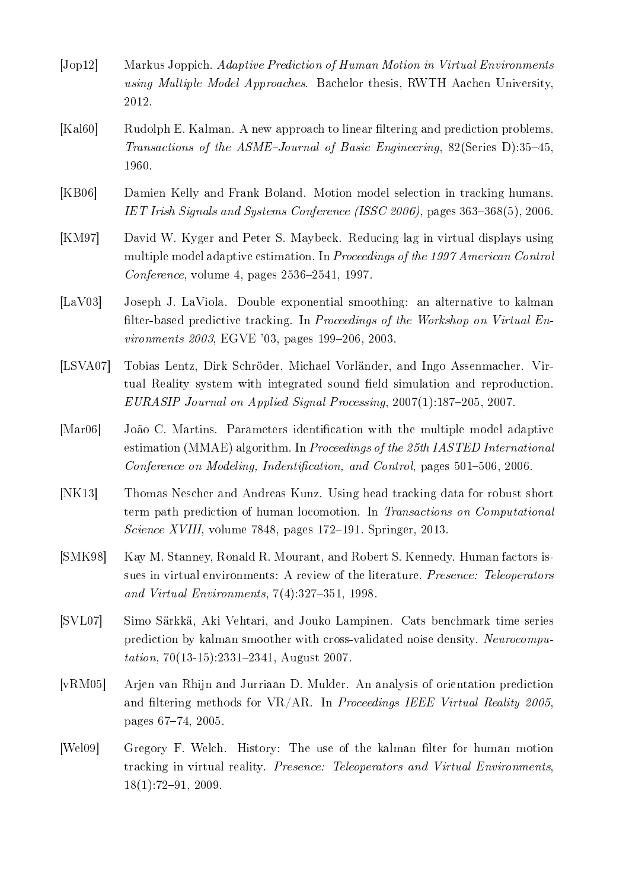[Jop12] Markus Joppich. *Adaptive Prediction of Human Motion in Virtual Environments using Multiple Model Approaches*. Bachelor thesis, RWTH Aachen University, 2012.

[Kal60] Rudolph E. Kalman. A new approach to linear filtering and prediction problems. *Transactions of the ASME–Journal of Basic Engineering*, 82(Series D):35–45, 1960.

[KB06] Damien Kelly and Frank Boland. Motion model selection in tracking humans. *IET Irish Signals and Systems Conference (ISSC 2006)*, pages 363–368(5), 2006.

[KM97] David W. Kyger and Peter S. Maybeck. Reducing lag in virtual displays using multiple model adaptive estimation. In *Proceedings of the 1997 American Control Conference*, volume 4, pages 2536–2541, 1997.

[LaV03] Joseph J. LaViola. Double exponential smoothing: an alternative to kalman filter-based predictive tracking. In *Proceedings of the Workshop on Virtual Environments 2003*, EGVE '03, pages 199–206, 2003.

[LSVA07] Tobias Lentz, Dirk Schröder, Michael Vorländer, and Ingo Assenmacher. Virtual Reality system with integrated sound field simulation and reproduction. *EURASIP Journal on Applied Signal Processing*, 2007(1):187–205, 2007.

[Mar06] João C. Martins. Parameters identification with the multiple model adaptive estimation (MMAE) algorithm. In *Proceedings of the 25th IASTED International Conference on Modeling, Indentification, and Control*, pages 501–506, 2006.

[NK13] Thomas Nescher and Andreas Kunz. Using head tracking data for robust short term path prediction of human locomotion. In *Transactions on Computational Science XVIII*, volume 7848, pages 172–191. Springer, 2013.

[SMK98] Kay M. Stanney, Ronald R. Mourant, and Robert S. Kennedy. Human factors issues in virtual environments: A review of the literature. *Presence: Teleoperators and Virtual Environments*, 7(4):327–351, 1998.

[SVL07] Simo Särkkä, Aki Vehtari, and Jouko Lampinen. Cats benchmark time series prediction by kalman smoother with cross-validated noise density. *Neurocomputation*, 70(13-15):2331–2341, August 2007.

[vRM05] Arjen van Rhijn and Jurriaan D. Mulder. An analysis of orientation prediction and filtering methods for VR/AR. In *Proceedings IEEE Virtual Reality 2005*, pages 67–74, 2005.

[Wel09] Gregory F. Welch. History: The use of the kalman filter for human motion tracking in virtual reality. *Presence: Teleoperators and Virtual Environments*, 18(1):72–91, 2009.